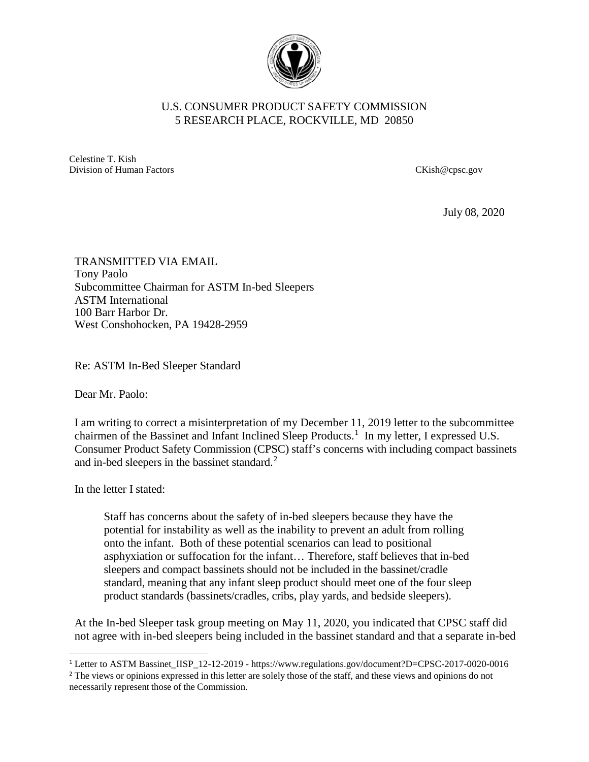U.S. CONSUMER PRODUCT SAFETY COMMISSION
5 RESEARCH PLACE, ROCKVILLE, MD 20850

Celestine T. Kish
Division of Human Factors

CKish@cpsc.gov

July 08, 2020

TRANSMITTED VIA EMAIL
Tony Paolo
Subcommittee Chairman for ASTM In-bed Sleepers
ASTM International
100 Barr Harbor Dr.
West Conshohocken, PA 19428-2959

Re: ASTM In-Bed Sleeper Standard

Dear Mr. Paolo:

I am writing to correct a misinterpretation of my December 11, 2019 letter to the subcommittee chairmen of the Bassinet and Infant Inclined Sleep Products.[1] In my letter, I expressed U.S. Consumer Product Safety Commission (CPSC) staff's concerns with including compact bassinets and in-bed sleepers in the bassinet standard.[2]

In the letter I stated:

> Staff has concerns about the safety of in-bed sleepers because they have the potential for instability as well as the inability to prevent an adult from rolling onto the infant. Both of these potential scenarios can lead to positional asphyxiation or suffocation for the infant… Therefore, staff believes that in-bed sleepers and compact bassinets should not be included in the bassinet/cradle standard, meaning that any infant sleep product should meet one of the four sleep product standards (bassinets/cradles, cribs, play yards, and bedside sleepers).

At the In-bed Sleeper task group meeting on May 11, 2020, you indicated that CPSC staff did not agree with in-bed sleepers being included in the bassinet standard and that a separate in-bed

---

[1] Letter to ASTM Bassinet_IISP_12-12-2019 - https://www.regulations.gov/document?D=CPSC-2017-0020-0016

[2] The views or opinions expressed in this letter are solely those of the staff, and these views and opinions do not necessarily represent those of the Commission.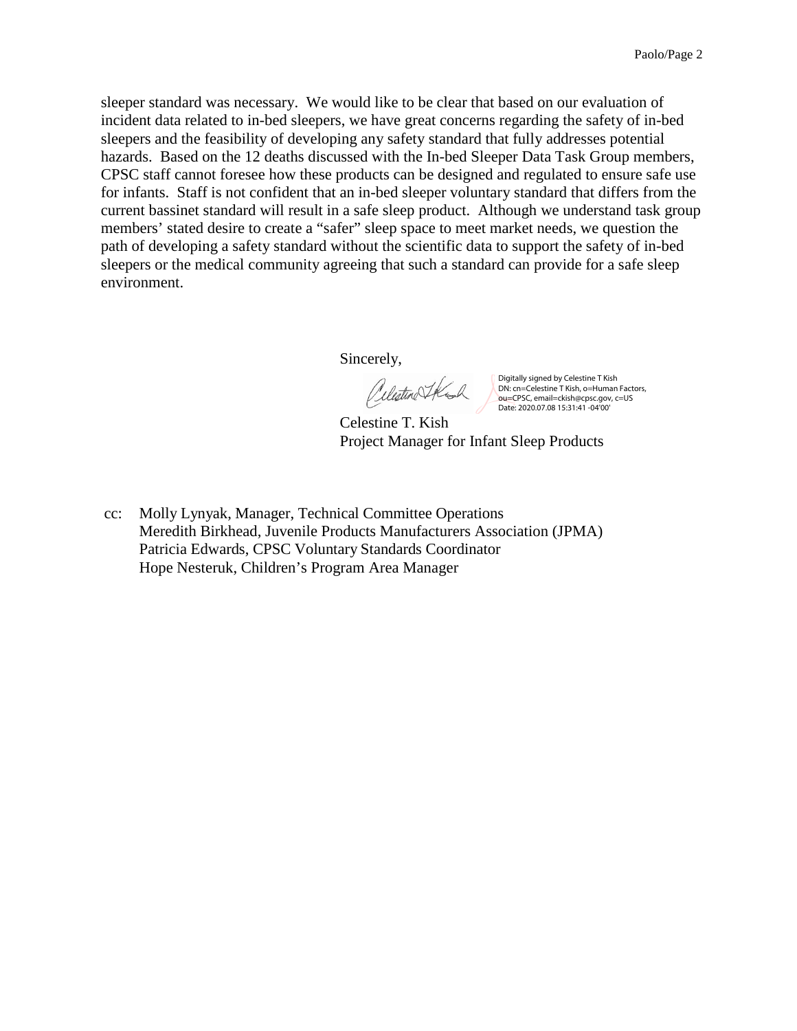sleeper standard was necessary. We would like to be clear that based on our evaluation of incident data related to in-bed sleepers, we have great concerns regarding the safety of in-bed sleepers and the feasibility of developing any safety standard that fully addresses potential hazards. Based on the 12 deaths discussed with the In-bed Sleeper Data Task Group members, CPSC staff cannot foresee how these products can be designed and regulated to ensure safe use for infants. Staff is not confident that an in-bed sleeper voluntary standard that differs from the current bassinet standard will result in a safe sleep product. Although we understand task group members' stated desire to create a "safer" sleep space to meet market needs, we question the path of developing a safety standard without the scientific data to support the safety of in-bed sleepers or the medical community agreeing that such a standard can provide for a safe sleep environment.

Sincerely,

Digitally signed by Celestine T Kish
DN: cn=Celestine T Kish, o=Human Factors, ou=CPSC, email=ckish@cpsc.gov, c=US
Date: 2020.07.08 15:31:41 -04'00'

Celestine T. Kish
Project Manager for Infant Sleep Products

cc: Molly Lynyak, Manager, Technical Committee Operations
Meredith Birkhead, Juvenile Products Manufacturers Association (JPMA)
Patricia Edwards, CPSC Voluntary Standards Coordinator
Hope Nesteruk, Children's Program Area Manager